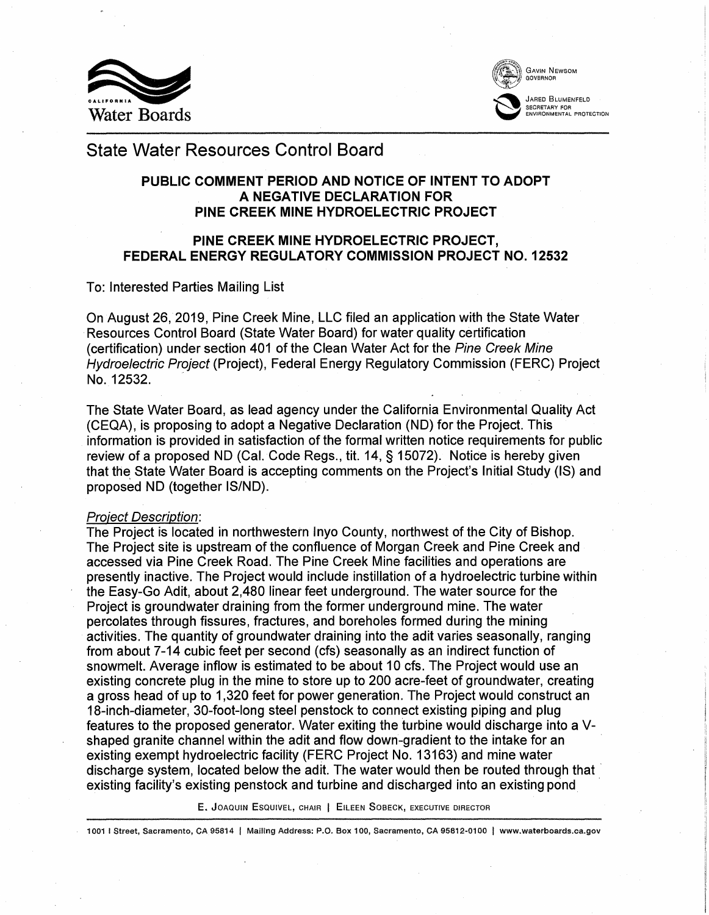# State Water Resources Control Board

## PUBLIC COMMENT PERIOD AND NOTICE OF INTENT TO ADOPT A NEGATIVE DECLARATION FOR PINE CREEK MINE HYDROELECTRIC PROJECT

## PINE CREEK MINE HYDROELECTRIC PROJECT, FEDERAL ENERGY REGULATORY COMMISSION PROJECT NO. 12532

To: Interested Parties Mailing List

On August 26, 2019, Pine Creek Mine, LLC filed an application with the State Water Resources Control Board (State Water Board) for water quality certification (certification) under section 401 of the Clean Water Act for the *Pine Creek Mine Hydroelectric Project* (Project), Federal Energy Regulatory Commission (FERC) Project No. 12532.

The State Water Board, as lead agency under the California Environmental Quality Act (CEQA), is proposing to adopt a Negative Declaration (ND) for the Project. This information is provided in satisfaction of the formal written notice requirements for public review of a proposed ND (Cal. Code Regs., tit. 14, § 15072). Notice is hereby given that the State Water Board is accepting comments on the Project's Initial Study (IS) and proposed ND (together IS/ND).

*Project Description*:

The Project is located in northwestern Inyo County, northwest of the City of Bishop. The Project site is upstream of the confluence of Morgan Creek and Pine Creek and accessed via Pine Creek Road. The Pine Creek Mine facilities and operations are presently inactive. The Project would include instillation of a hydroelectric turbine within the Easy-Go Adit, about 2,480 linear feet underground. The water source for the Project is groundwater draining from the former underground mine. The water percolates through fissures, fractures, and boreholes formed during the mining activities. The quantity of groundwater draining into the adit varies seasonally, ranging from about 7-14 cubic feet per second (cfs) seasonally as an indirect function of snowmelt. Average inflow is estimated to be about 10 cfs. The Project would use an existing concrete plug in the mine to store up to 200 acre-feet of groundwater, creating a gross head of up to 1,320 feet for power generation. The Project would construct an 18-inch-diameter, 30-foot-long steel penstock to connect existing piping and plug features to the proposed generator. Water exiting the turbine would discharge into a V-shaped granite channel within the adit and flow down-gradient to the intake for an existing exempt hydroelectric facility (FERC Project No. 13163) and mine water discharge system, located below the adit. The water would then be routed through that existing facility's existing penstock and turbine and discharged into an existing pond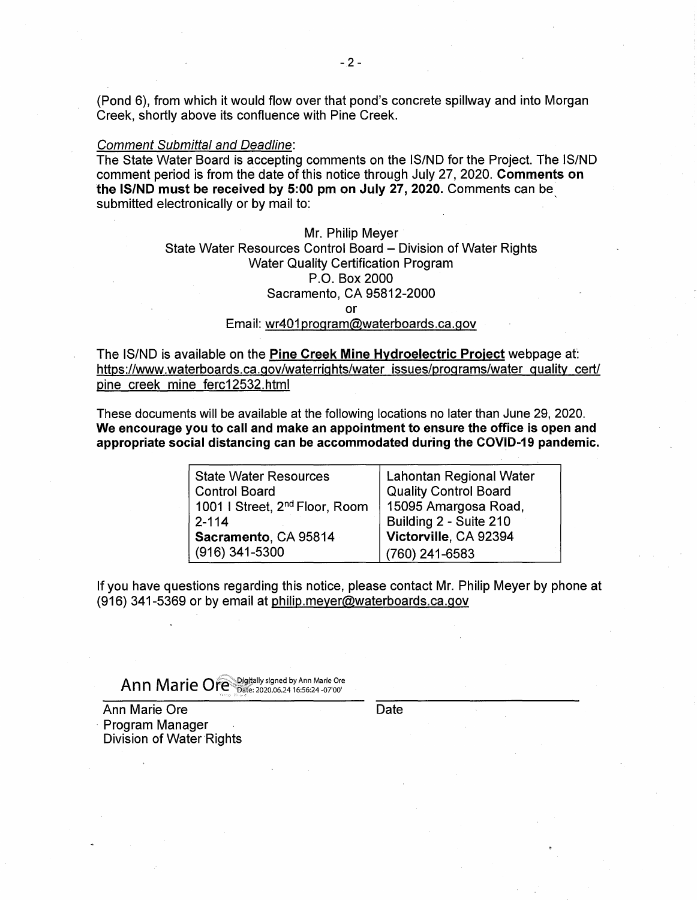(Pond 6), from which it would flow over that pond's concrete spillway and into Morgan Creek, shortly above its confluence with Pine Creek.

*Comment Submittal and Deadline*:

The State Water Board is accepting comments on the IS/ND for the Project. The IS/ND comment period is from the date of this notice through July 27, 2020. **Comments on the IS/ND must be received by 5:00 pm on July 27, 2020.** Comments can be submitted electronically or by mail to:

Mr. Philip Meyer
State Water Resources Control Board – Division of Water Rights
Water Quality Certification Program
P.O. Box 2000
Sacramento, CA 95812-2000
or
Email: wr401program@waterboards.ca.gov

The IS/ND is available on the **Pine Creek Mine Hydroelectric Project** webpage at: https://www.waterboards.ca.gov/waterrights/water_issues/programs/water_quality_cert/pine_creek_mine_ferc12532.html

These documents will be available at the following locations no later than June 29, 2020. **We encourage you to call and make an appointment to ensure the office is open and appropriate social distancing can be accommodated during the COVID-19 pandemic.**

| | |
|---|---|
| State Water Resources Control Board<br>1001 I Street, 2nd Floor, Room 2-114<br>**Sacramento**, CA 95814<br>(916) 341-5300 | Lahontan Regional Water Quality Control Board<br>15095 Amargosa Road, Building 2 - Suite 210<br>**Victorville**, CA 92394<br>(760) 241-6583 |

If you have questions regarding this notice, please contact Mr. Philip Meyer by phone at (916) 341-5369 or by email at philip.meyer@waterboards.ca.gov

Ann Marie Ore Digitally signed by Ann Marie Ore Date: 2020.06.24 16:56:24 -07'00'

Ann Marie Ore
Program Manager
Division of Water Rights

Date